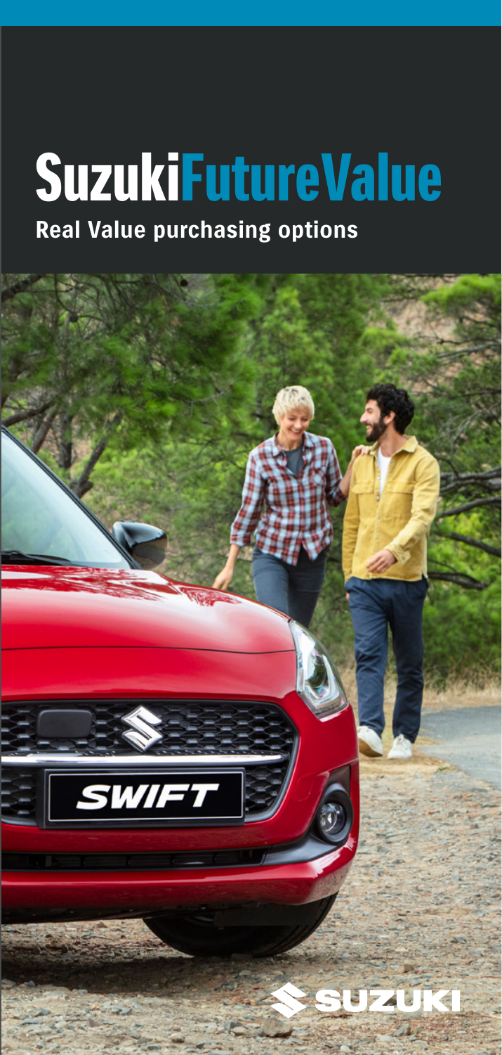# SuzukiFutureValue

**Real Value purchasing options**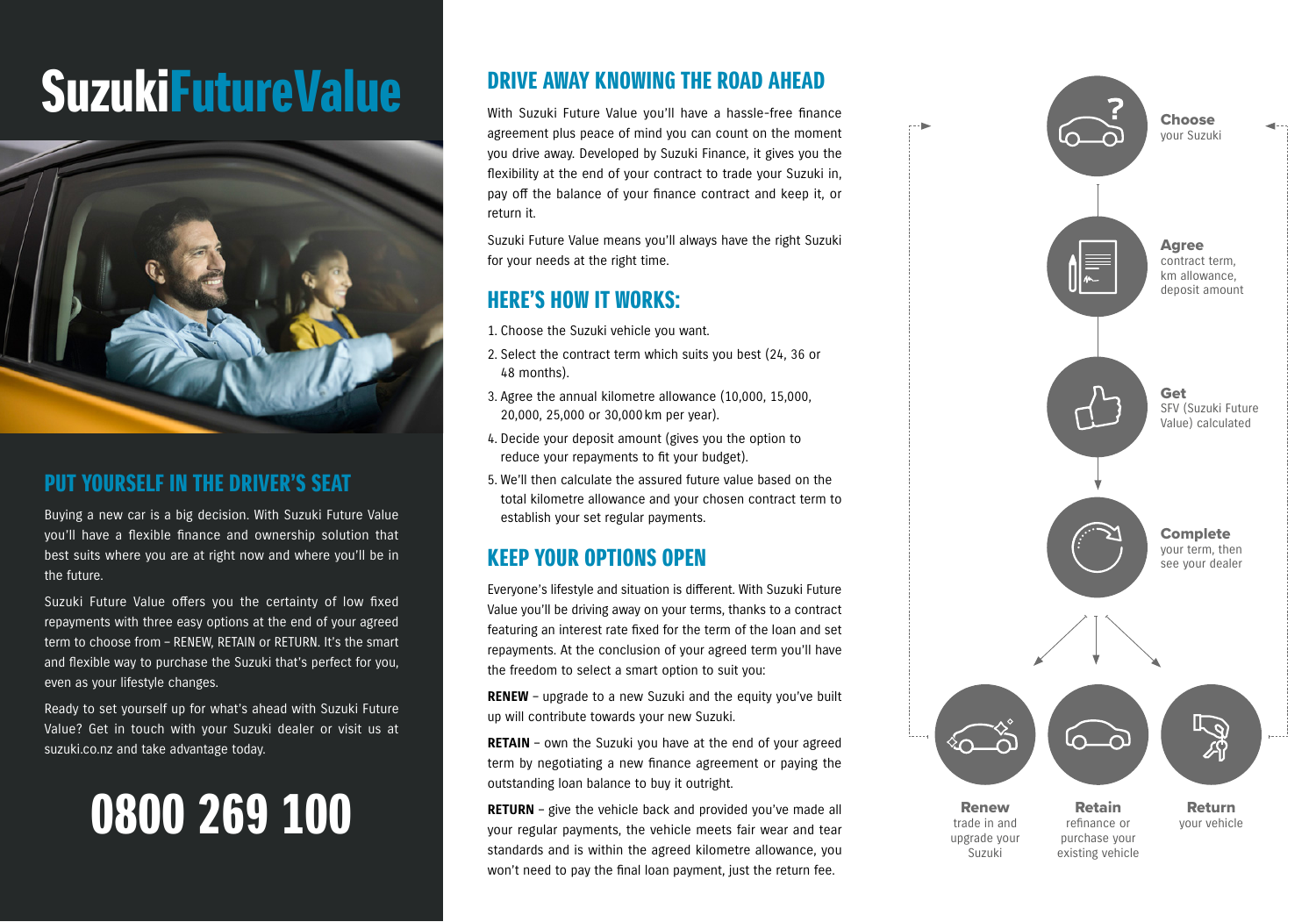# SuzukiFutureValue

## PUT YOURSELF IN THE DRIVER'S SEAT

Buying a new car is a big decision. With Suzuki Future Value you'll have a flexible finance and ownership solution that best suits where you are at right now and where you'll be in the future.

Suzuki Future Value offers you the certainty of low fixed repayments with three easy options at the end of your agreed term to choose from – RENEW, RETAIN or RETURN. It's the smart and flexible way to purchase the Suzuki that's perfect for you, even as your lifestyle changes.

Ready to set yourself up for what's ahead with Suzuki Future Value? Get in touch with your Suzuki dealer or visit us at suzuki.co.nz and take advantage today.

# 0800 269 100

## DRIVE AWAY KNOWING THE ROAD AHEAD

With Suzuki Future Value you'll have a hassle-free finance agreement plus peace of mind you can count on the moment you drive away. Developed by Suzuki Finance, it gives you the flexibility at the end of your contract to trade your Suzuki in, pay off the balance of your finance contract and keep it, or return it.

Suzuki Future Value means you'll always have the right Suzuki for your needs at the right time.

## HERE'S HOW IT WORKS:

1. Choose the Suzuki vehicle you want.
2. Select the contract term which suits you best (24, 36 or 48 months).
3. Agree the annual kilometre allowance (10,000, 15,000, 20,000, 25,000 or 30,000 km per year).
4. Decide your deposit amount (gives you the option to reduce your repayments to fit your budget).
5. We'll then calculate the assured future value based on the total kilometre allowance and your chosen contract term to establish your set regular payments.

## KEEP YOUR OPTIONS OPEN

Everyone's lifestyle and situation is different. With Suzuki Future Value you'll be driving away on your terms, thanks to a contract featuring an interest rate fixed for the term of the loan and set repayments. At the conclusion of your agreed term you'll have the freedom to select a smart option to suit you:

**RENEW** – upgrade to a new Suzuki and the equity you've built up will contribute towards your new Suzuki.

**RETAIN** – own the Suzuki you have at the end of your agreed term by negotiating a new finance agreement or paying the outstanding loan balance to buy it outright.

**RETURN** – give the vehicle back and provided you've made all your regular payments, the vehicle meets fair wear and tear standards and is within the agreed kilometre allowance, you won't need to pay the final loan payment, just the return fee.

**Choose** your Suzuki

**Agree** contract term, km allowance, deposit amount

**Get** SFV (Suzuki Future Value) calculated

**Complete** your term, then see your dealer

**Renew** trade in and upgrade your Suzuki

**Retain** refinance or purchase your existing vehicle

**Return** your vehicle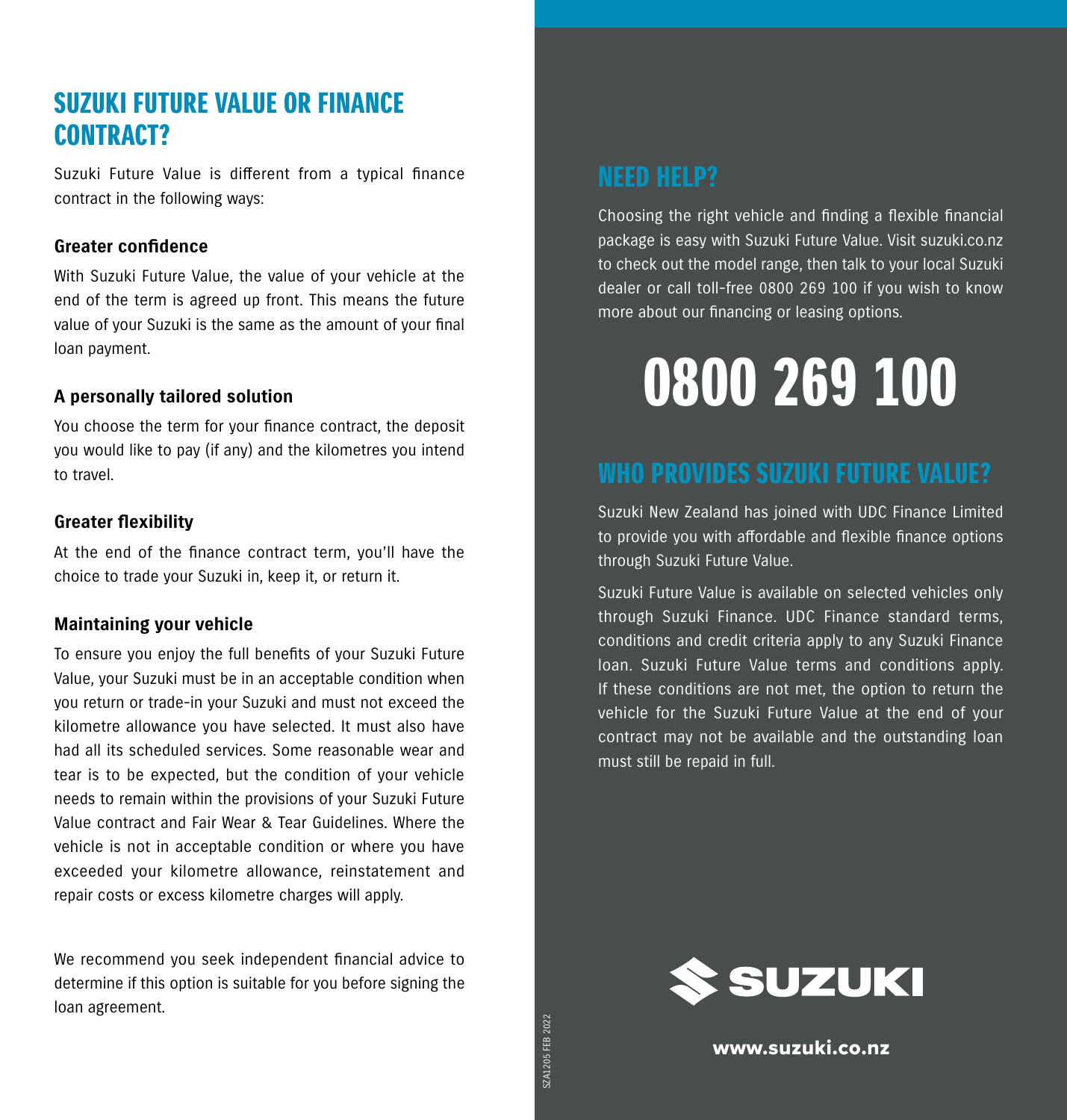## SUZUKI FUTURE VALUE OR FINANCE CONTRACT?

Suzuki Future Value is different from a typical finance contract in the following ways:

### Greater confidence

With Suzuki Future Value, the value of your vehicle at the end of the term is agreed up front. This means the future value of your Suzuki is the same as the amount of your final loan payment.

### A personally tailored solution

You choose the term for your finance contract, the deposit you would like to pay (if any) and the kilometres you intend to travel.

### Greater flexibility

At the end of the finance contract term, you'll have the choice to trade your Suzuki in, keep it, or return it.

### Maintaining your vehicle

To ensure you enjoy the full benefits of your Suzuki Future Value, your Suzuki must be in an acceptable condition when you return or trade-in your Suzuki and must not exceed the kilometre allowance you have selected. It must also have had all its scheduled services. Some reasonable wear and tear is to be expected, but the condition of your vehicle needs to remain within the provisions of your Suzuki Future Value contract and Fair Wear & Tear Guidelines. Where the vehicle is not in acceptable condition or where you have exceeded your kilometre allowance, reinstatement and repair costs or excess kilometre charges will apply.

We recommend you seek independent financial advice to determine if this option is suitable for you before signing the loan agreement.

## NEED HELP?

Choosing the right vehicle and finding a flexible financial package is easy with Suzuki Future Value. Visit suzuki.co.nz to check out the model range, then talk to your local Suzuki dealer or call toll-free 0800 269 100 if you wish to know more about our financing or leasing options.

# 0800 269 100

## WHO PROVIDES SUZUKI FUTURE VALUE?

Suzuki New Zealand has joined with UDC Finance Limited to provide you with affordable and flexible finance options through Suzuki Future Value.

Suzuki Future Value is available on selected vehicles only through Suzuki Finance. UDC Finance standard terms, conditions and credit criteria apply to any Suzuki Finance loan. Suzuki Future Value terms and conditions apply. If these conditions are not met, the option to return the vehicle for the Suzuki Future Value at the end of your contract may not be available and the outstanding loan must still be repaid in full.

SUZUKI

www.suzuki.co.nz

SZA1205 FEB 2022